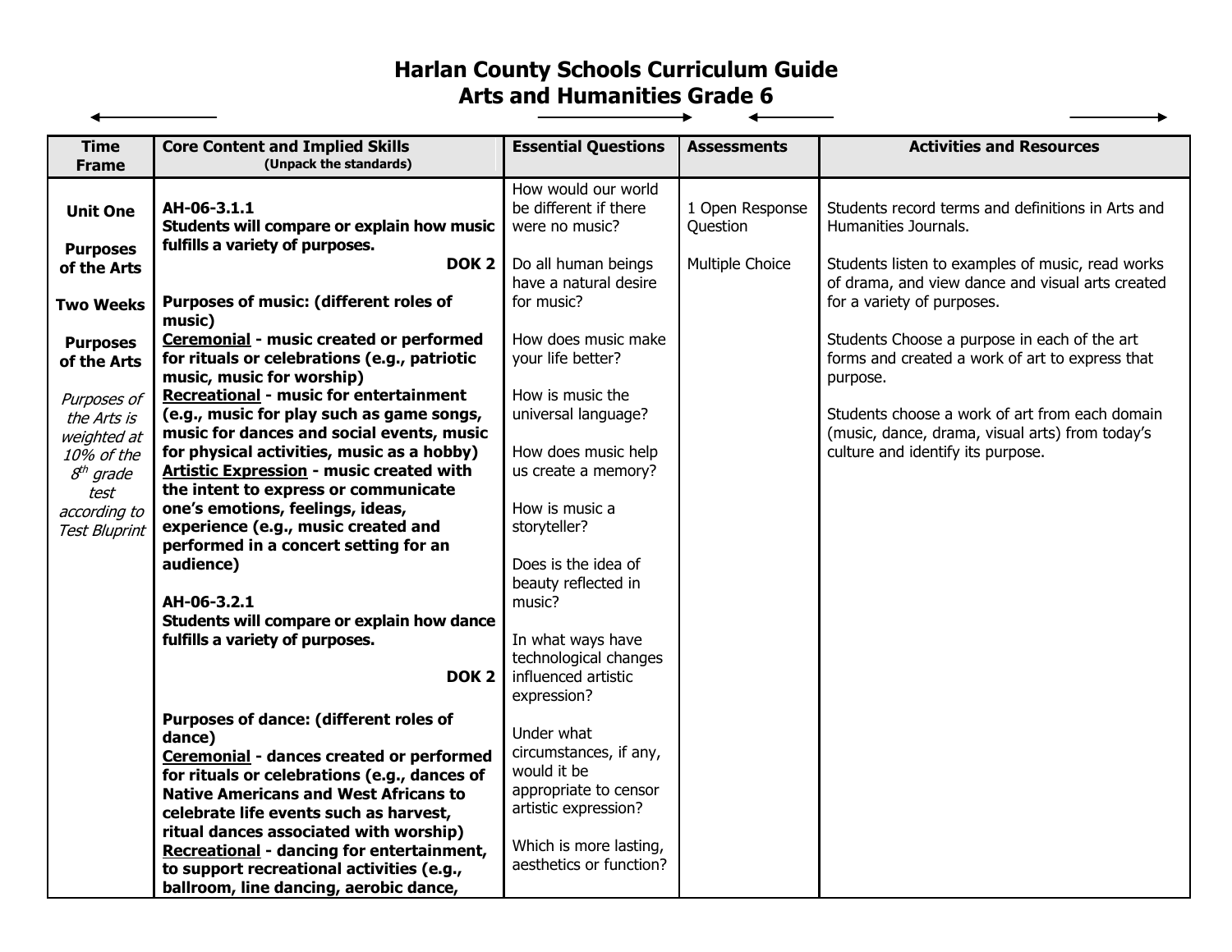# Harlan County Schools Curriculum Guide
## Arts and Humanities Grade 6

| Time Frame | Core Content and Implied Skills (Unpack the standards) | Essential Questions | Assessments | Activities and Resources |
|---|---|---|---|---|
| **Unit One**<br><br>**Purposes of the Arts**<br><br>**Two Weeks**<br><br>**Purposes of the Arts**<br><br>*Purposes of the Arts is weighted at 10% of the 8th grade test according to Test Bluprint* | **AH-06-3.1.1**<br>**Students will compare or explain how music fulfills a variety of purposes.**<br>**DOK 2**<br><br>**Purposes of music: (different roles of music)**<br>**Ceremonial - music created or performed for rituals or celebrations (e.g., patriotic music, music for worship)**<br>**Recreational - music for entertainment (e.g., music for play such as game songs, music for dances and social events, music for physical activities, music as a hobby)**<br>**Artistic Expression - music created with the intent to express or communicate one's emotions, feelings, ideas, experience (e.g., music created and performed in a concert setting for an audience)**<br><br>**AH-06-3.2.1**<br>**Students will compare or explain how dance fulfills a variety of purposes.**<br>**DOK 2**<br><br>**Purposes of dance: (different roles of dance)**<br>**Ceremonial - dances created or performed for rituals or celebrations (e.g., dances of Native Americans and West Africans to celebrate life events such as harvest, ritual dances associated with worship)**<br>**Recreational - dancing for entertainment, to support recreational activities (e.g., ballroom, line dancing, aerobic dance,** | How would our world be different if there were no music?<br><br>Do all human beings have a natural desire for music?<br><br>How does music make your life better?<br><br>How is music the universal language?<br><br>How does music help us create a memory?<br><br>How is music a storyteller?<br><br>Does is the idea of beauty reflected in music?<br><br>In what ways have technological changes influenced artistic expression?<br><br>Under what circumstances, if any, would it be appropriate to censor artistic expression?<br><br>Which is more lasting, aesthetics or function? | 1 Open Response Question<br><br>Multiple Choice | Students record terms and definitions in Arts and Humanities Journals.<br><br>Students listen to examples of music, read works of drama, and view dance and visual arts created for a variety of purposes.<br><br>Students Choose a purpose in each of the art forms and created a work of art to express that purpose.<br><br>Students choose a work of art from each domain (music, dance, drama, visual arts) from today's culture and identify its purpose. |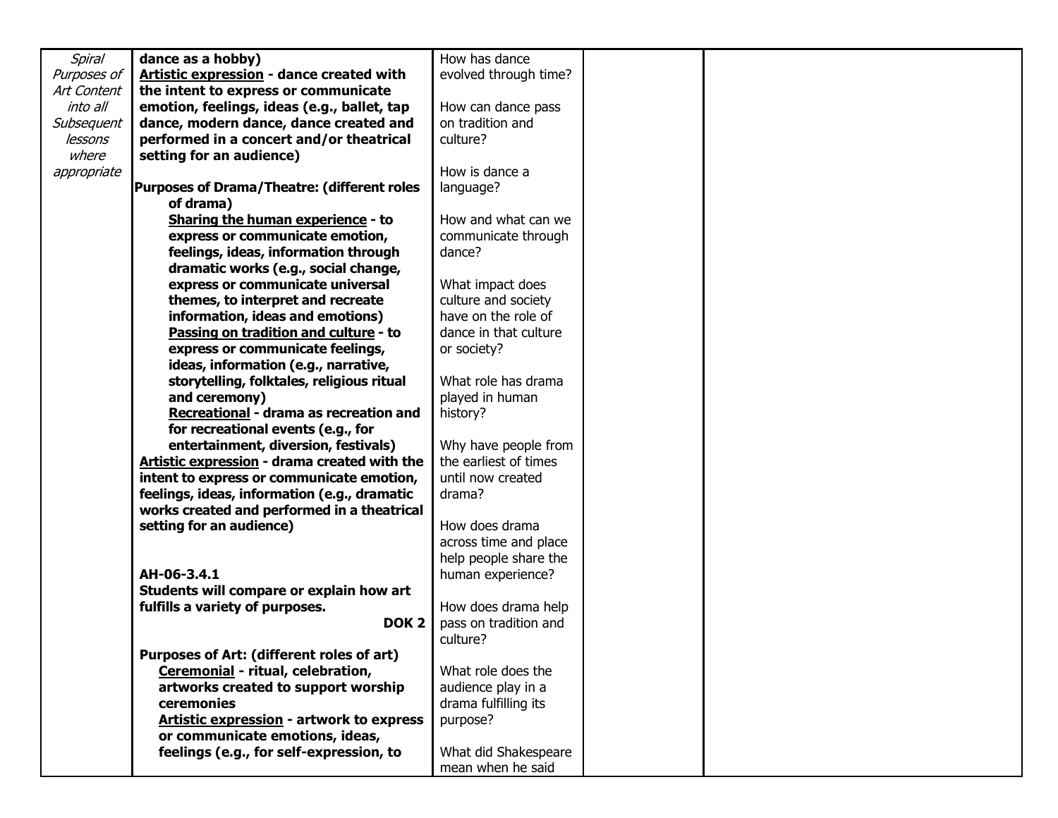| | | | | |
|---|---|---|---|---|
| *Spiral Purposes of Art Content into all Subsequent lessons where appropriate* | **dance as a hobby)**<br>**<u>Artistic expression</u> - dance created with the intent to express or communicate emotion, feelings, ideas (e.g., ballet, tap dance, modern dance, dance created and performed in a concert and/or theatrical setting for an audience)**<br><br>**Purposes of Drama/Theatre: (different roles of drama)**<br>**<u>Sharing the human experience</u> - to express or communicate emotion, feelings, ideas, information through dramatic works (e.g., social change, express or communicate universal themes, to interpret and recreate information, ideas and emotions)**<br>**<u>Passing on tradition and culture</u> - to express or communicate feelings, ideas, information (e.g., narrative, storytelling, folktales, religious ritual and ceremony)**<br>**<u>Recreational</u> - drama as recreation and for recreational events (e.g., for entertainment, diversion, festivals)**<br>**<u>Artistic expression</u> - drama created with the intent to express or communicate emotion, feelings, ideas, information (e.g., dramatic works created and performed in a theatrical setting for an audience)**<br><br>**AH-06-3.4.1**<br>**Students will compare or explain how art fulfills a variety of purposes.**<br>**DOK 2**<br><br>**Purposes of Art: (different roles of art)**<br>**<u>Ceremonial</u> - ritual, celebration, artworks created to support worship ceremonies**<br>**<u>Artistic expression</u> - artwork to express or communicate emotions, ideas, feelings (e.g., for self-expression, to** | How has dance evolved through time?<br><br>How can dance pass on tradition and culture?<br><br>How is dance a language?<br><br>How and what can we communicate through dance?<br><br>What impact does culture and society have on the role of dance in that culture or society?<br><br>What role has drama played in human history?<br><br>Why have people from the earliest of times until now created drama?<br><br>How does drama across time and place help people share the human experience?<br><br>How does drama help pass on tradition and culture?<br><br>What role does the audience play in a drama fulfilling its purpose?<br><br>What did Shakespeare mean when he said | | |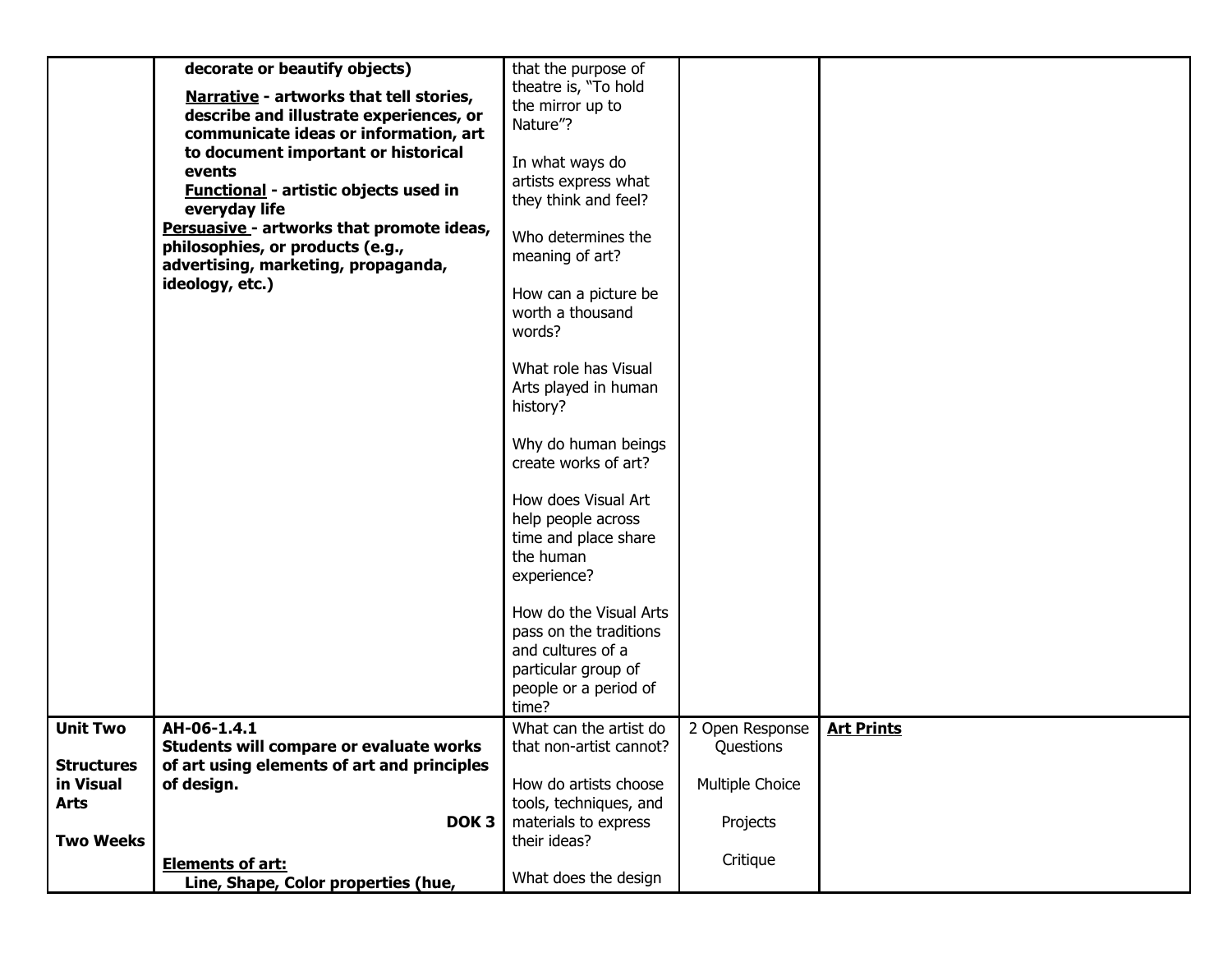| | | | | |
|---|---|---|---|---|
| | **decorate or beautify objects)**<br>**<u>Narrative</u> - artworks that tell stories, describe and illustrate experiences, or communicate ideas or information, art to document important or historical events**<br>**<u>Functional</u> - artistic objects used in everyday life**<br>**<u>Persuasive</u> - artworks that promote ideas, philosophies, or products (e.g., advertising, marketing, propaganda, ideology, etc.)** | that the purpose of theatre is, "To hold the mirror up to Nature"?<br><br>In what ways do artists express what they think and feel?<br><br>Who determines the meaning of art?<br><br>How can a picture be worth a thousand words?<br><br>What role has Visual Arts played in human history?<br><br>Why do human beings create works of art?<br><br>How does Visual Art help people across time and place share the human experience?<br><br>How do the Visual Arts pass on the traditions and cultures of a particular group of people or a period of time? | | |
| **Unit Two**<br><br>**Structures in Visual Arts**<br><br>**Two Weeks** | **AH-06-1.4.1**<br>**Students will compare or evaluate works of art using elements of art and principles of design.**<br>**DOK 3**<br><br>**<u>Elements of art:</u>**<br>**Line, Shape, Color properties (hue,** | What can the artist do that non-artist cannot?<br><br>How do artists choose tools, techniques, and materials to express their ideas?<br><br>What does the design | 2 Open Response Questions<br><br>Multiple Choice<br><br>Projects<br><br>Critique | **<u>Art Prints</u>** |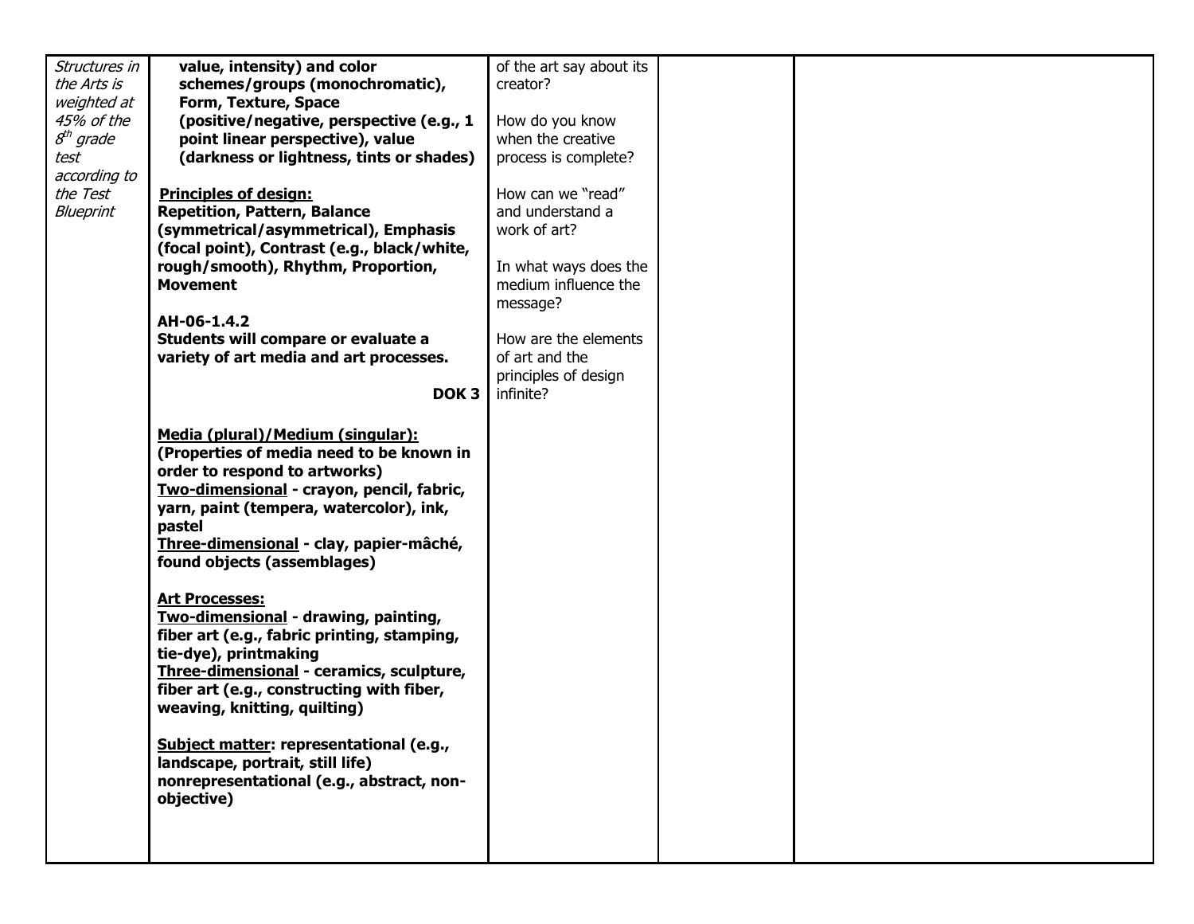| | | | | |
|---|---|---|---|---|
| *Structures in the Arts is weighted at 45% of the 8th grade test according to the Test Blueprint* | **value, intensity) and color schemes/groups (monochromatic), Form, Texture, Space (positive/negative, perspective (e.g., 1 point linear perspective), value (darkness or lightness, tints or shades)**<br><br>**<u>Principles of design:</u>**<br>**Repetition, Pattern, Balance (symmetrical/asymmetrical), Emphasis (focal point), Contrast (e.g., black/white, rough/smooth), Rhythm, Proportion, Movement**<br><br>**AH-06-1.4.2**<br>**Students will compare or evaluate a variety of art media and art processes.**<br><br>**DOK 3**<br><br>**<u>Media (plural)/Medium (singular):</u>**<br>**(Properties of media need to be known in order to respond to artworks)**<br>**<u>Two-dimensional</u> - crayon, pencil, fabric, yarn, paint (tempera, watercolor), ink, pastel**<br>**<u>Three-dimensional</u> - clay, papier-mâché, found objects (assemblages)**<br><br>**<u>Art Processes:</u>**<br>**<u>Two-dimensional</u> - drawing, painting, fiber art (e.g., fabric printing, stamping, tie-dye), printmaking**<br>**<u>Three-dimensional</u> - ceramics, sculpture, fiber art (e.g., constructing with fiber, weaving, knitting, quilting)**<br><br>**<u>Subject matter</u>: representational (e.g., landscape, portrait, still life) nonrepresentational (e.g., abstract, non-objective)** | of the art say about its creator?<br><br>How do you know when the creative process is complete?<br><br>How can we "read" and understand a work of art?<br><br>In what ways does the medium influence the message?<br><br>How are the elements of art and the principles of design infinite? | | |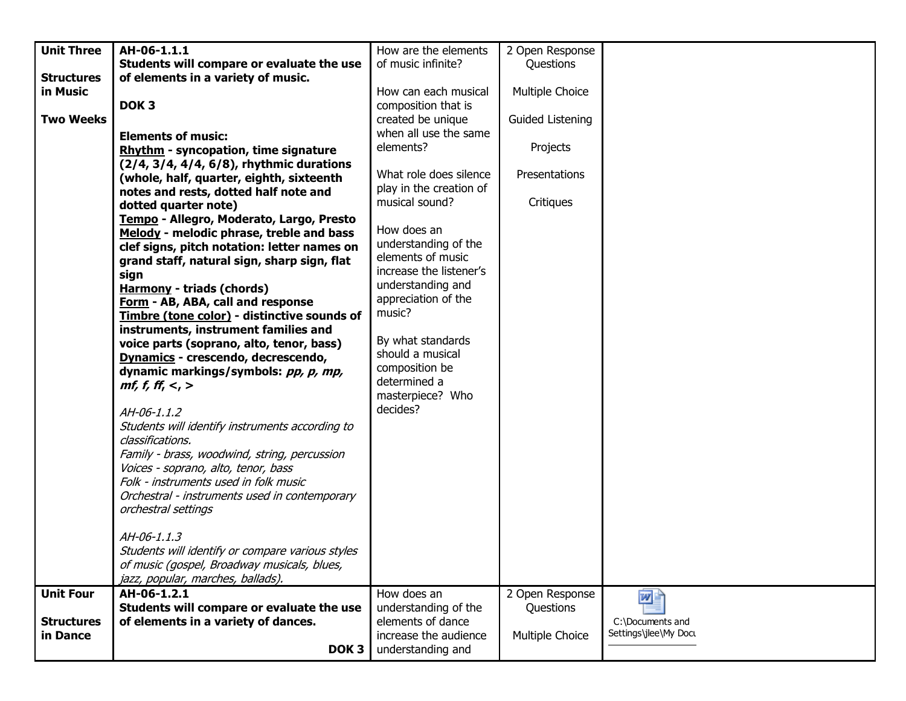| | | | | |
|---|---|---|---|---|
| **Unit Three**<br><br>**Structures in Music**<br><br>**Two Weeks** | **AH-06-1.1.1**<br>**Students will compare or evaluate the use of elements in a variety of music.**<br><br>**DOK 3**<br><br>**Elements of music:**<br>**Rhythm - syncopation, time signature (2/4, 3/4, 4/4, 6/8), rhythmic durations (whole, half, quarter, eighth, sixteenth notes and rests, dotted half note and dotted quarter note)**<br>**Tempo - Allegro, Moderato, Largo, Presto**<br>**Melody - melodic phrase, treble and bass clef signs, pitch notation: letter names on grand staff, natural sign, sharp sign, flat sign**<br>**Harmony - triads (chords)**<br>**Form - AB, ABA, call and response**<br>**Timbre (tone color) - distinctive sounds of instruments, instrument families and voice parts (soprano, alto, tenor, bass)**<br>**Dynamics - crescendo, decrescendo, dynamic markings/symbols: *pp, p, mp, mf, f, ff*, <, >**<br><br>*AH-06-1.1.2*<br>*Students will identify instruments according to classifications.*<br>*Family - brass, woodwind, string, percussion*<br>*Voices - soprano, alto, tenor, bass*<br>*Folk - instruments used in folk music*<br>*Orchestral - instruments used in contemporary orchestral settings*<br><br>*AH-06-1.1.3*<br>*Students will identify or compare various styles of music (gospel, Broadway musicals, blues, jazz, popular, marches, ballads).* | How are the elements of music infinite?<br><br>How can each musical composition that is created be unique when all use the same elements?<br><br>What role does silence play in the creation of musical sound?<br><br>How does an understanding of the elements of music increase the listener's understanding and appreciation of the music?<br><br>By what standards should a musical composition be determined a masterpiece? Who decides? | 2 Open Response Questions<br><br>Multiple Choice<br><br>Guided Listening<br><br>Projects<br><br>Presentations<br><br>Critiques | |
| **Unit Four**<br><br>**Structures in Dance** | **AH-06-1.2.1**<br>**Students will compare or evaluate the use of elements in a variety of dances.**<br><br>**DOK 3** | How does an understanding of the elements of dance increase the audience understanding and | 2 Open Response Questions<br><br>Multiple Choice | C:\Documents and Settings\jlee\My Docu |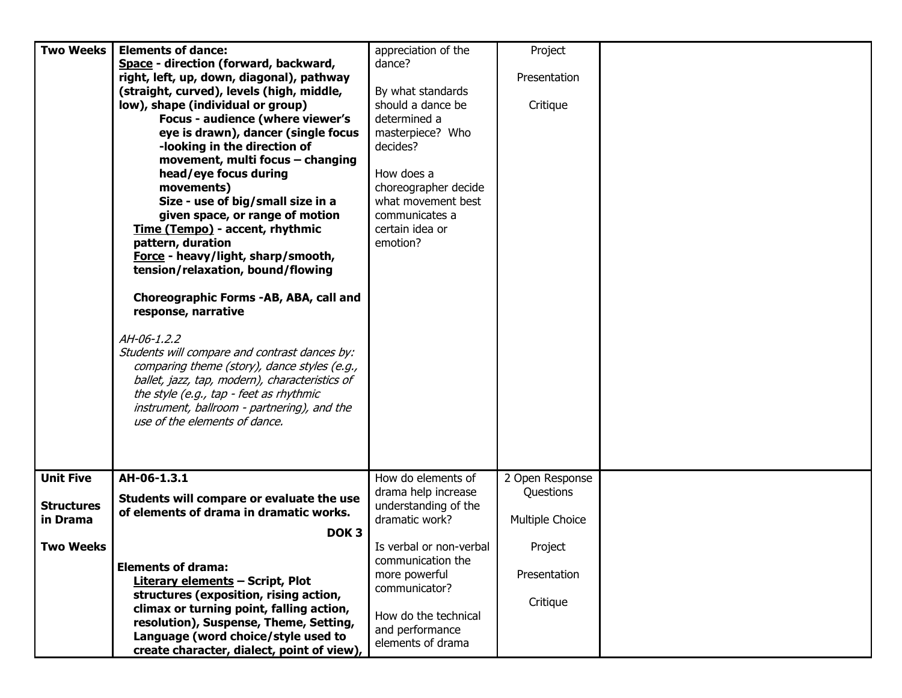| | | | | |
|---|---|---|---|---|
| **Two Weeks** | **Elements of dance:**<br>**<u>Space</u> - direction (forward, backward, right, left, up, down, diagonal), pathway (straight, curved), levels (high, middle, low), shape (individual or group)**<br>**Focus - audience (where viewer's eye is drawn), dancer (single focus -looking in the direction of movement, multi focus – changing head/eye focus during movements)**<br>**Size - use of big/small size in a given space, or range of motion**<br>**<u>Time (Tempo)</u> - accent, rhythmic pattern, duration**<br>**<u>Force</u> - heavy/light, sharp/smooth, tension/relaxation, bound/flowing**<br><br>**Choreographic Forms -AB, ABA, call and response, narrative**<br><br>*AH-06-1.2.2*<br>*Students will compare and contrast dances by: comparing theme (story), dance styles (e.g., ballet, jazz, tap, modern), characteristics of the style (e.g., tap - feet as rhythmic instrument, ballroom - partnering), and the use of the elements of dance.* | appreciation of the dance?<br><br>By what standards should a dance be determined a masterpiece? Who decides?<br><br>How does a choreographer decide what movement best communicates a certain idea or emotion? | Project<br><br>Presentation<br><br>Critique | |
| **Unit Five**<br><br>**Structures in Drama**<br><br>**Two Weeks** | **AH-06-1.3.1**<br><br>**Students will compare or evaluate the use of elements of drama in dramatic works.**<br>**DOK 3**<br><br>**Elements of drama:**<br>**<u>Literary elements</u> – Script, Plot structures (exposition, rising action, climax or turning point, falling action, resolution), Suspense, Theme, Setting, Language (word choice/style used to create character, dialect, point of view),** | How do elements of drama help increase understanding of the dramatic work?<br><br>Is verbal or non-verbal communication the more powerful communicator?<br><br>How do the technical and performance elements of drama | 2 Open Response Questions<br><br>Multiple Choice<br><br>Project<br><br>Presentation<br><br>Critique | |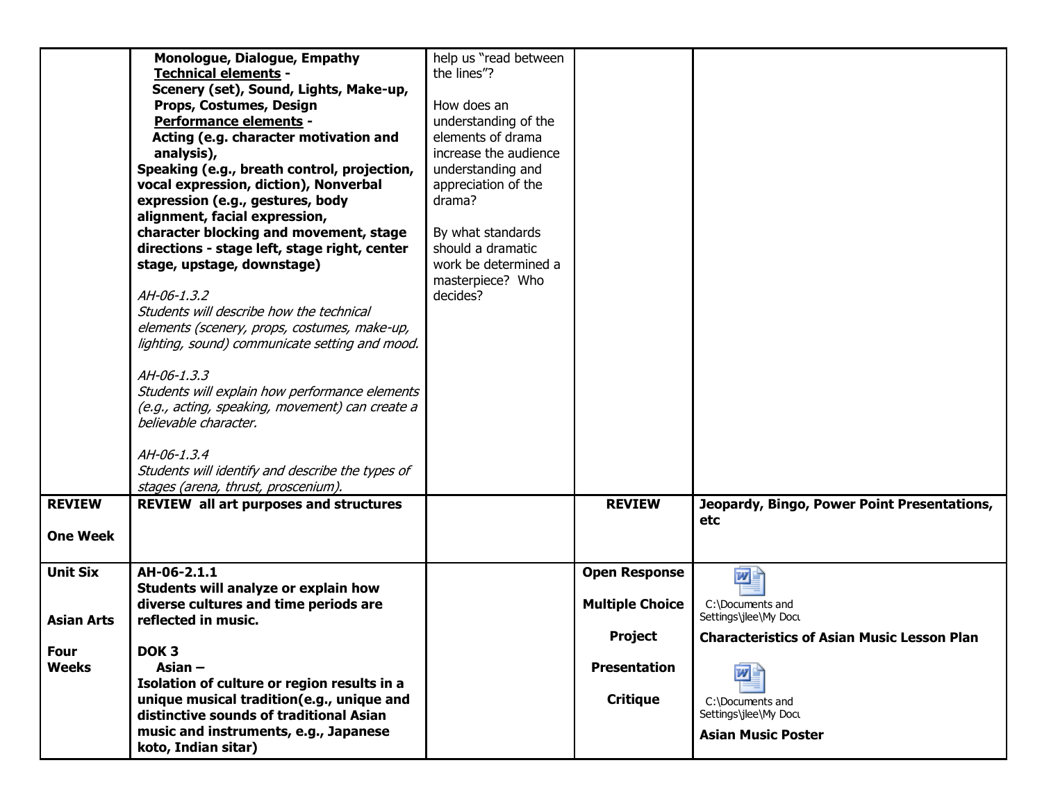| | | | | |
|---|---|---|---|---|
| | **Monologue, Dialogue, Empathy** <br> **<u>Technical elements</u> -** <br> **Scenery (set), Sound, Lights, Make-up, Props, Costumes, Design** <br> **<u>Performance elements</u> -** <br> **Acting (e.g. character motivation and analysis),** <br> **Speaking (e.g., breath control, projection, vocal expression, diction), Nonverbal expression (e.g., gestures, body alignment, facial expression, character blocking and movement, stage directions - stage left, stage right, center stage, upstage, downstage)** <br><br> *AH-06-1.3.2* <br> *Students will describe how the technical elements (scenery, props, costumes, make-up, lighting, sound) communicate setting and mood.* <br><br> *AH-06-1.3.3* <br> *Students will explain how performance elements (e.g., acting, speaking, movement) can create a believable character.* <br><br> *AH-06-1.3.4* <br> *Students will identify and describe the types of stages (arena, thrust, proscenium).* | help us "read between the lines"? <br><br> How does an understanding of the elements of drama increase the audience understanding and appreciation of the drama? <br><br> By what standards should a dramatic work be determined a masterpiece? Who decides? | | |
| **REVIEW** <br><br> **One Week** | **REVIEW all art purposes and structures** | | **REVIEW** | **Jeopardy, Bingo, Power Point Presentations, etc** |
| **Unit Six** <br><br> **Asian Arts** <br><br> **Four Weeks** | **AH-06-2.1.1** <br> **Students will analyze or explain how diverse cultures and time periods are reflected in music.** <br><br> **DOK 3** <br> **Asian –** <br> **Isolation of culture or region results in a unique musical tradition(e.g., unique and distinctive sounds of traditional Asian music and instruments, e.g., Japanese koto, Indian sitar)** | | **Open Response** <br><br> **Multiple Choice** <br><br> **Project** <br><br> **Presentation** <br><br> **Critique** | C:\Documents and Settings\jlee\My Docu <br> **Characteristics of Asian Music Lesson Plan** <br><br> C:\Documents and Settings\jlee\My Docu <br> **Asian Music Poster** |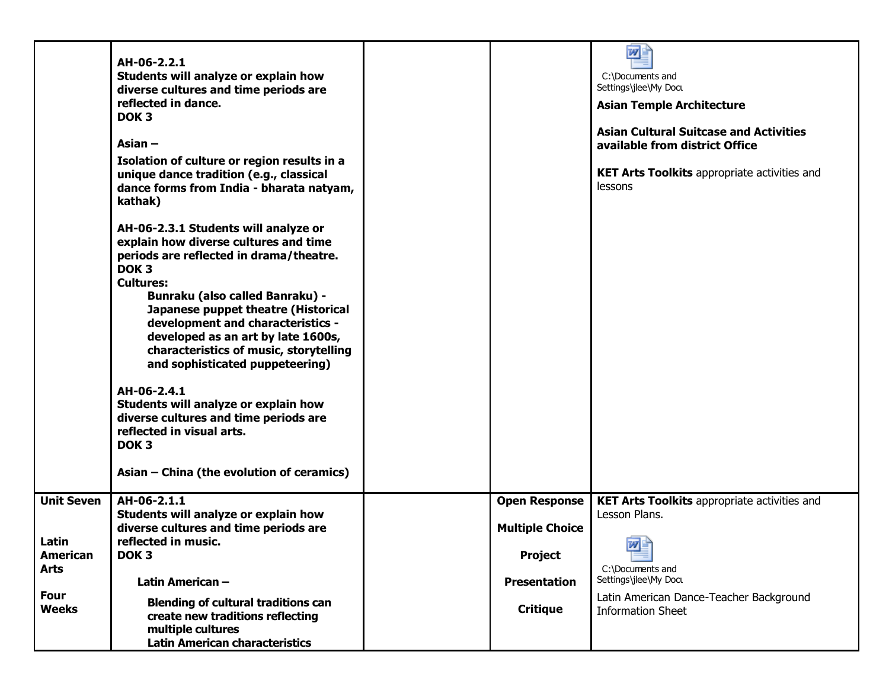| | | | | |
|---|---|---|---|---|
| | **AH-06-2.2.1**<br>**Students will analyze or explain how diverse cultures and time periods are reflected in dance.**<br>**DOK 3**<br><br>**Asian –**<br>**Isolation of culture or region results in a unique dance tradition (e.g., classical dance forms from India - bharata natyam, kathak)**<br><br>**AH-06-2.3.1 Students will analyze or explain how diverse cultures and time periods are reflected in drama/theatre.**<br>**DOK 3**<br>**Cultures:**<br>**Bunraku (also called Banraku) - Japanese puppet theatre (Historical development and characteristics - developed as an art by late 1600s, characteristics of music, storytelling and sophisticated puppeteering)**<br><br>**AH-06-2.4.1**<br>**Students will analyze or explain how diverse cultures and time periods are reflected in visual arts.**<br>**DOK 3**<br><br>**Asian – China (the evolution of ceramics)** | | | C:\Documents and Settings\jlee\My Docu<br>**Asian Temple Architecture**<br><br>**Asian Cultural Suitcase and Activities available from district Office**<br><br>**KET Arts Toolkits** appropriate activities and lessons |
| **Unit Seven**<br><br>**Latin American Arts**<br><br>**Four Weeks** | **AH-06-2.1.1**<br>**Students will analyze or explain how diverse cultures and time periods are reflected in music.**<br>**DOK 3**<br><br>**Latin American –**<br>**Blending of cultural traditions can create new traditions reflecting multiple cultures**<br>**Latin American characteristics** | | **Open Response**<br><br>**Multiple Choice**<br><br>**Project**<br><br>**Presentation**<br><br>**Critique** | **KET Arts Toolkits** appropriate activities and Lesson Plans.<br><br>C:\Documents and Settings\jlee\My Docu<br>Latin American Dance-Teacher Background Information Sheet |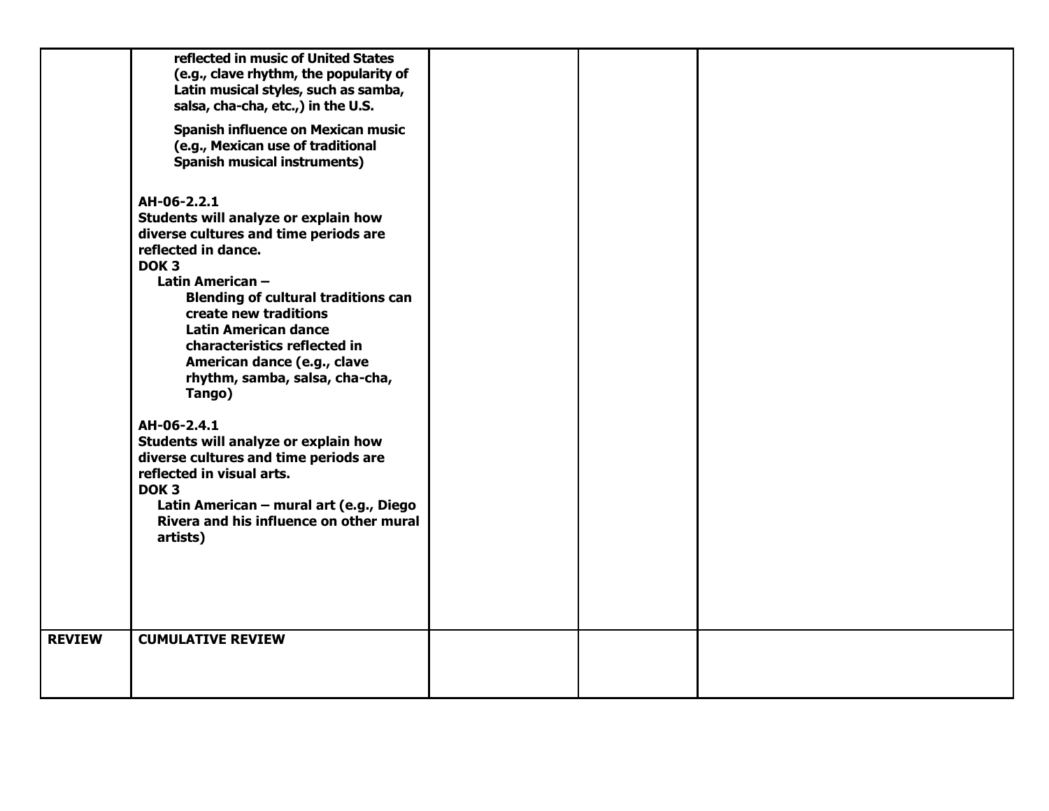| | | | | |
|---|---|---|---|---|
| | **reflected in music of United States (e.g., clave rhythm, the popularity of Latin musical styles, such as samba, salsa, cha-cha, etc.,) in the U.S.**<br><br>**Spanish influence on Mexican music (e.g., Mexican use of traditional Spanish musical instruments)**<br><br>**AH-06-2.2.1**<br>**Students will analyze or explain how diverse cultures and time periods are reflected in dance.**<br>**DOK 3**<br>**Latin American –**<br>**Blending of cultural traditions can create new traditions**<br>**Latin American dance characteristics reflected in American dance (e.g., clave rhythm, samba, salsa, cha-cha, Tango)**<br><br>**AH-06-2.4.1**<br>**Students will analyze or explain how diverse cultures and time periods are reflected in visual arts.**<br>**DOK 3**<br>**Latin American – mural art (e.g., Diego Rivera and his influence on other mural artists)** | | | |
| **REVIEW** | **CUMULATIVE REVIEW** | | | |